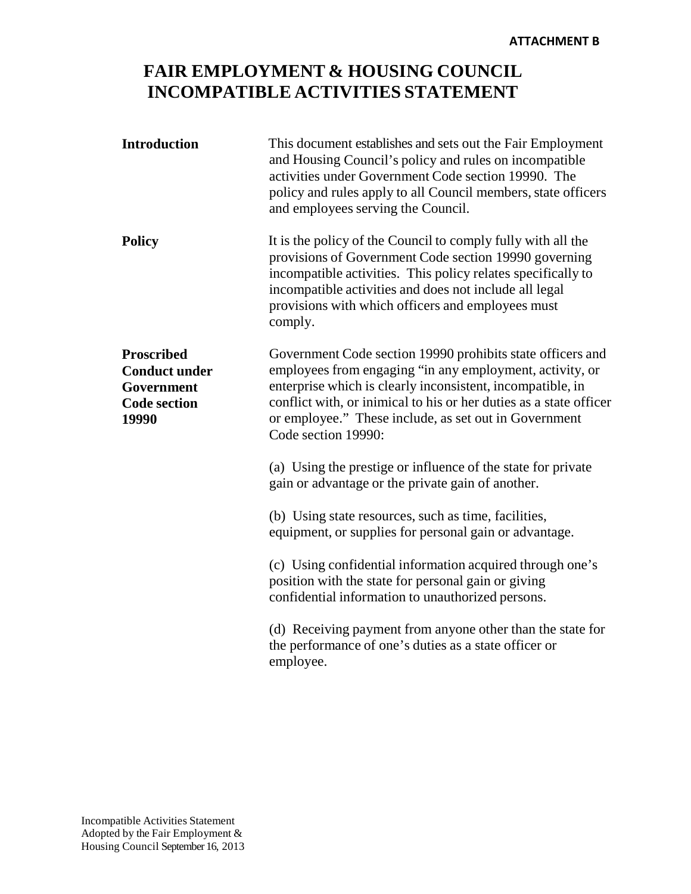ATTACHMENT B

# FAIR EMPLOYMENT & HOUSING COUNCIL INCOMPATIBLE ACTIVITIES STATEMENT

**Introduction**

This document establishes and sets out the Fair Employment and Housing Council's policy and rules on incompatible activities under Government Code section 19990. The policy and rules apply to all Council members, state officers and employees serving the Council.

**Policy**

It is the policy of the Council to comply fully with all the provisions of Government Code section 19990 governing incompatible activities. This policy relates specifically to incompatible activities and does not include all legal provisions with which officers and employees must comply.

**Proscribed Conduct under Government Code section 19990**

Government Code section 19990 prohibits state officers and employees from engaging "in any employment, activity, or enterprise which is clearly inconsistent, incompatible, in conflict with, or inimical to his or her duties as a state officer or employee." These include, as set out in Government Code section 19990:

(a) Using the prestige or influence of the state for private gain or advantage or the private gain of another.

(b) Using state resources, such as time, facilities, equipment, or supplies for personal gain or advantage.

(c) Using confidential information acquired through one's position with the state for personal gain or giving confidential information to unauthorized persons.

(d) Receiving payment from anyone other than the state for the performance of one's duties as a state officer or employee.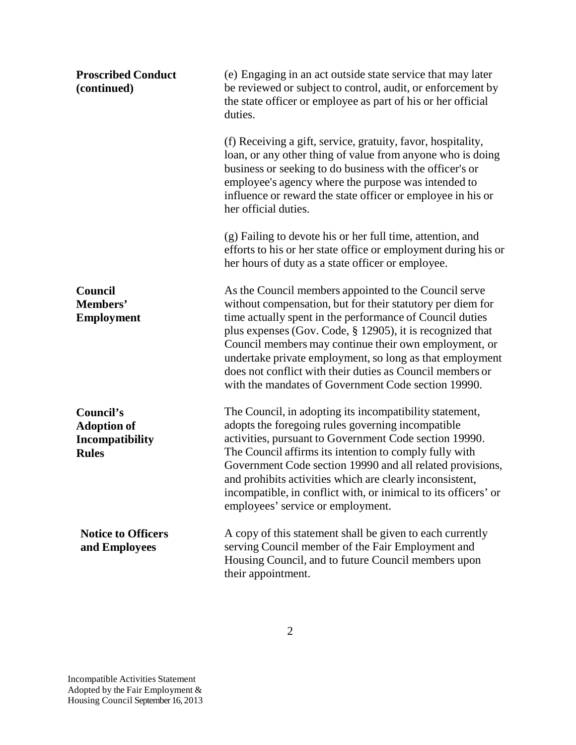**Proscribed Conduct (continued)**

(e) Engaging in an act outside state service that may later be reviewed or subject to control, audit, or enforcement by the state officer or employee as part of his or her official duties.

(f) Receiving a gift, service, gratuity, favor, hospitality, loan, or any other thing of value from anyone who is doing business or seeking to do business with the officer's or employee's agency where the purpose was intended to influence or reward the state officer or employee in his or her official duties.

(g) Failing to devote his or her full time, attention, and efforts to his or her state office or employment during his or her hours of duty as a state officer or employee.

**Council Members' Employment**

As the Council members appointed to the Council serve without compensation, but for their statutory per diem for time actually spent in the performance of Council duties plus expenses (Gov. Code, § 12905), it is recognized that Council members may continue their own employment, or undertake private employment, so long as that employment does not conflict with their duties as Council members or with the mandates of Government Code section 19990.

**Council's Adoption of Incompatibility Rules**

The Council, in adopting its incompatibility statement, adopts the foregoing rules governing incompatible activities, pursuant to Government Code section 19990. The Council affirms its intention to comply fully with Government Code section 19990 and all related provisions, and prohibits activities which are clearly inconsistent, incompatible, in conflict with, or inimical to its officers' or employees' service or employment.

**Notice to Officers and Employees**

A copy of this statement shall be given to each currently serving Council member of the Fair Employment and Housing Council, and to future Council members upon their appointment.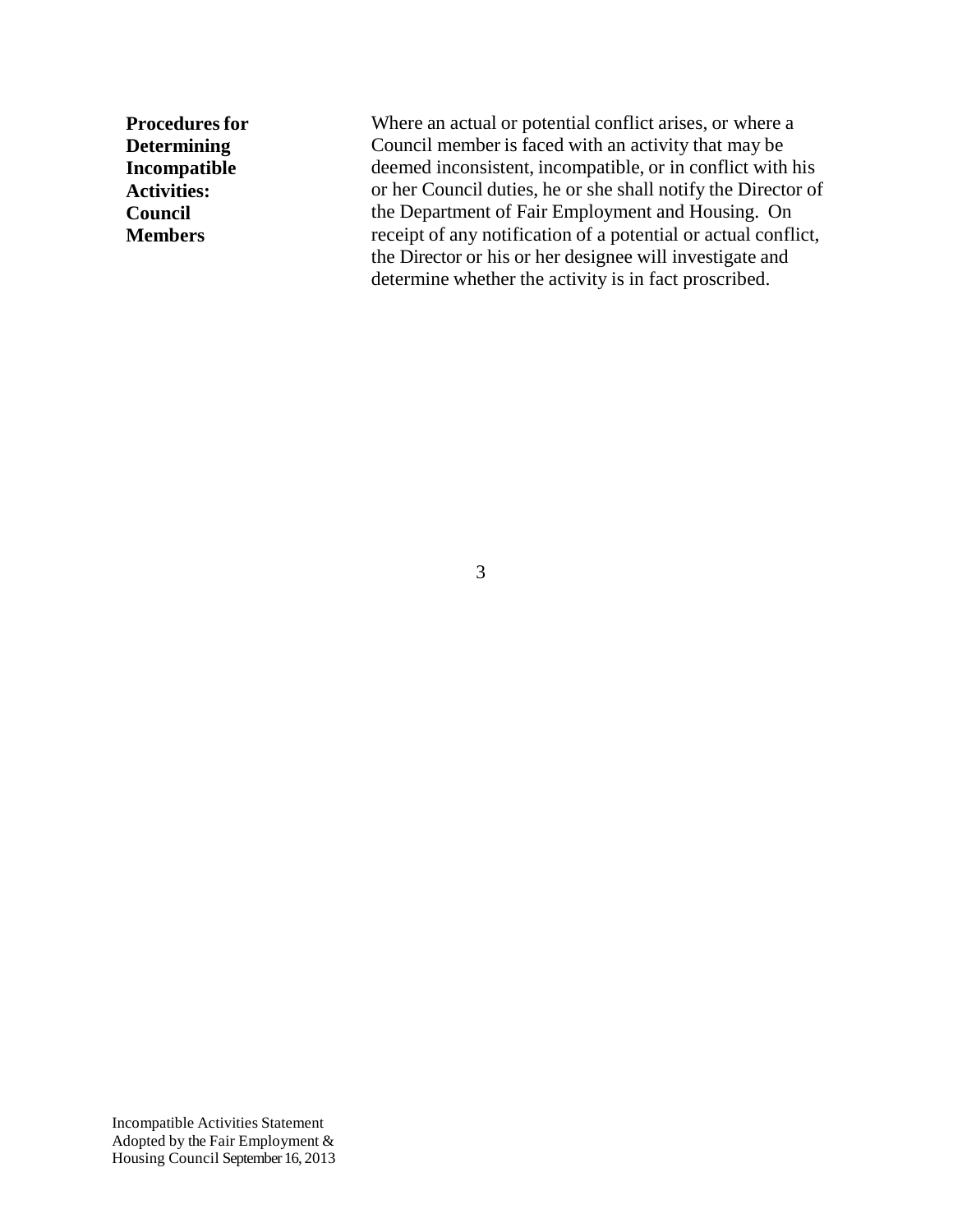**Procedures for Determining Incompatible Activities: Council Members**

Where an actual or potential conflict arises, or where a Council member is faced with an activity that may be deemed inconsistent, incompatible, or in conflict with his or her Council duties, he or she shall notify the Director of the Department of Fair Employment and Housing. On receipt of any notification of a potential or actual conflict, the Director or his or her designee will investigate and determine whether the activity is in fact proscribed.